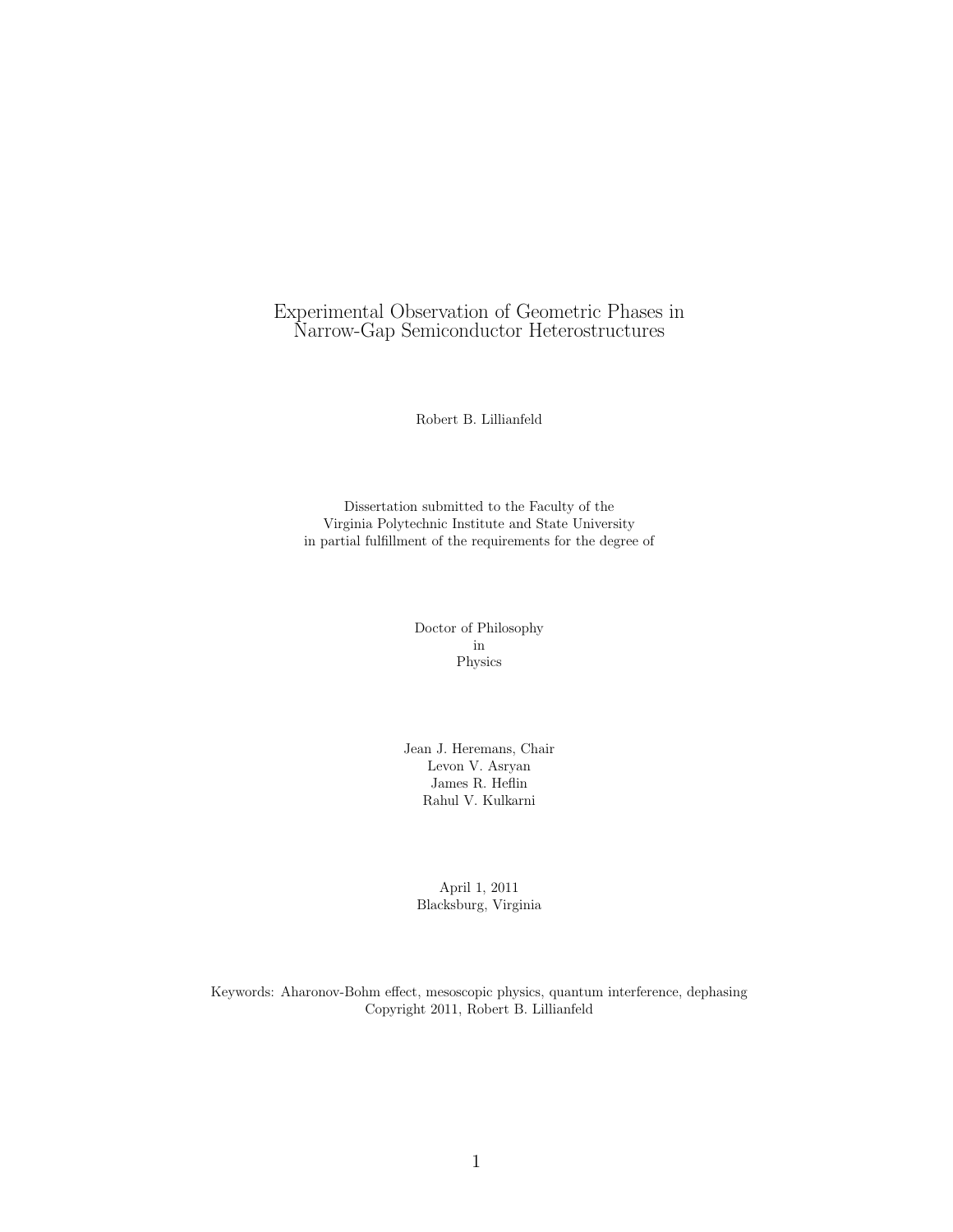# Experimental Observation of Geometric Phases in Narrow-Gap Semiconductor Heterostructures

Robert B. Lillianfeld

Dissertation submitted to the Faculty of the
Virginia Polytechnic Institute and State University
in partial fulfillment of the requirements for the degree of

Doctor of Philosophy
in
Physics

Jean J. Heremans, Chair
Levon V. Asryan
James R. Heflin
Rahul V. Kulkarni

April 1, 2011
Blacksburg, Virginia

Keywords: Aharonov-Bohm effect, mesoscopic physics, quantum interference, dephasing
Copyright 2011, Robert B. Lillianfeld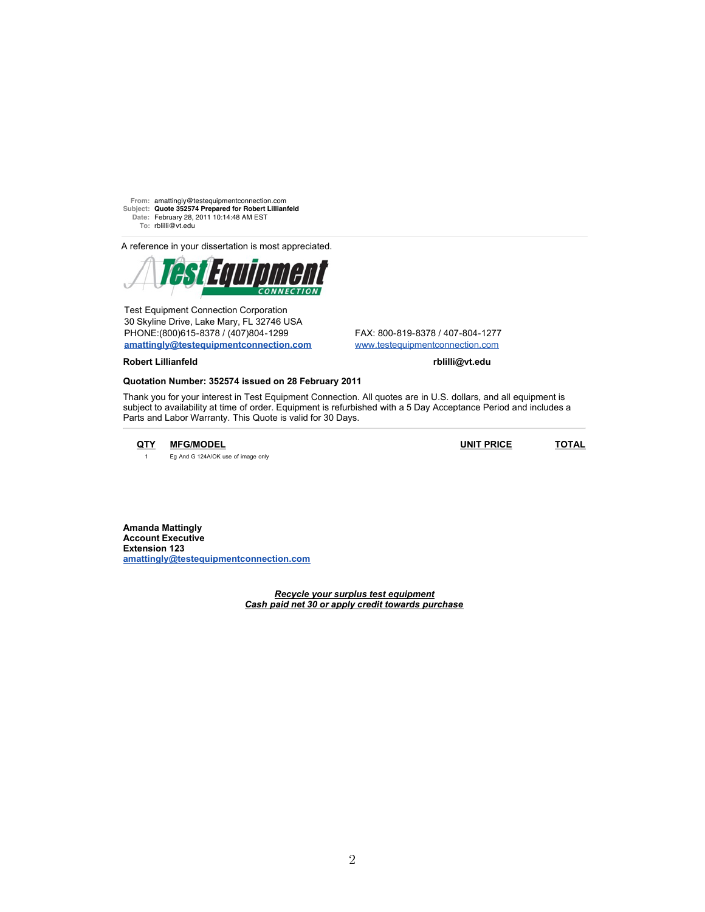**From:** amattingly@testequipmentconnection.com
**Subject:** **Quote 352574 Prepared for Robert Lillianfeld**
**Date:** February 28, 2011 10:14:48 AM EST
**To:** rblilli@vt.edu

A reference in your dissertation is most appreciated.

Test Equipment Connection Corporation
30 Skyline Drive, Lake Mary, FL 32746 USA
PHONE:(800)615-8378 / (407)804-1299
FAX: 800-819-8378 / 407-804-1277
**amattingly@testequipmentconnection.com**
www.testequipmentconnection.com

**Robert Lillianfeld** **rblilli@vt.edu**

**Quotation Number: 352574 issued on 28 February 2011**

Thank you for your interest in Test Equipment Connection. All quotes are in U.S. dollars, and all equipment is subject to availability at time of order. Equipment is refurbished with a 5 Day Acceptance Period and includes a Parts and Labor Warranty. This Quote is valid for 30 Days.

| QTY | MFG/MODEL | UNIT PRICE | TOTAL |
|---|---|---|---|
| 1 | Eg And G 124A/OK use of image only | | |

**Amanda Mattingly**
**Account Executive**
**Extension 123**
**amattingly@testequipmentconnection.com**

***Recycle your surplus test equipment***
***Cash paid net 30 or apply credit towards purchase***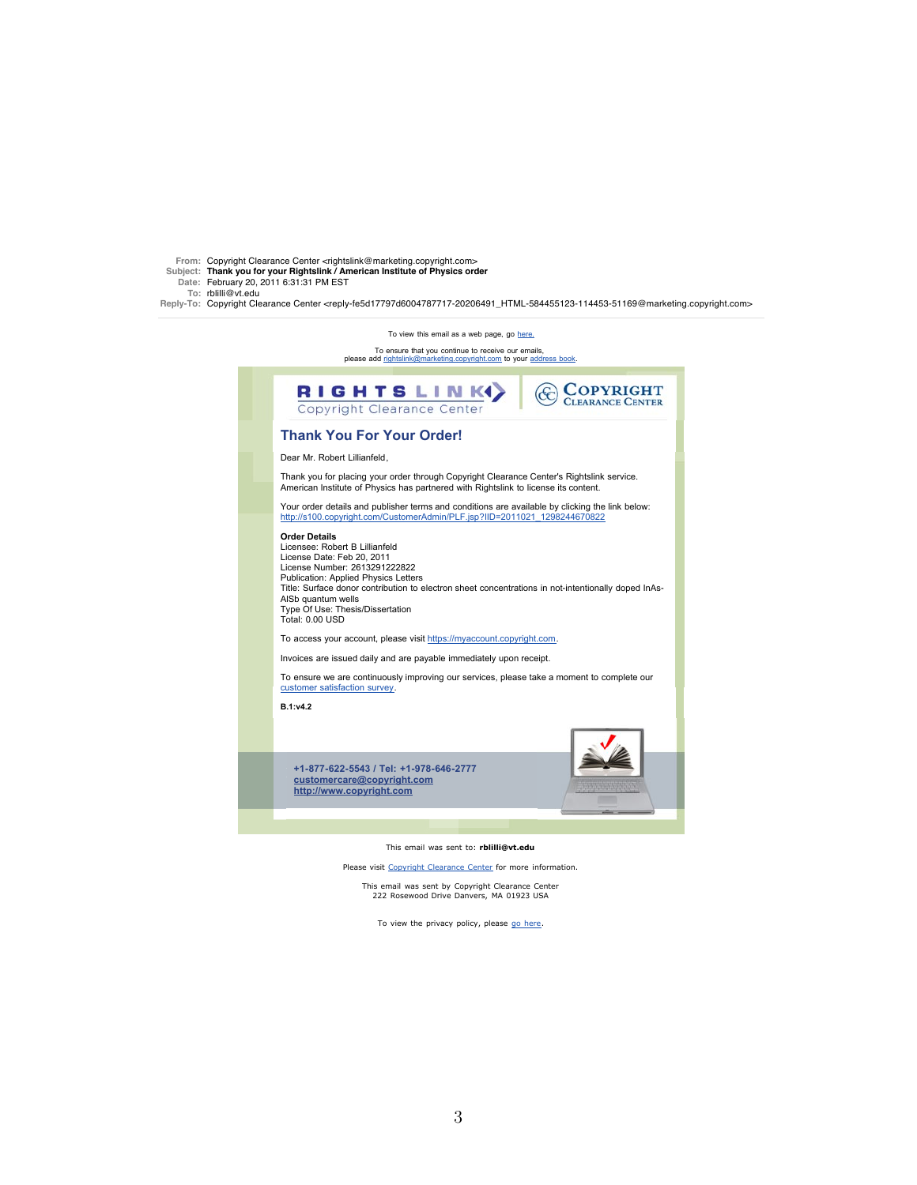**From:** Copyright Clearance Center <rightslink@marketing.copyright.com>
**Subject:** **Thank you for your Rightslink / American Institute of Physics order**
**Date:** February 20, 2011 6:31:31 PM EST
**To:** rblilli@vt.edu
**Reply-To:** Copyright Clearance Center <reply-fe5d17797d6004787717-20206491_HTML-584455123-114453-51169@marketing.copyright.com>

---

To view this email as a web page, go here.

To ensure that you continue to receive our emails,
please add rightslink@marketing.copyright.com to your address book.

RIGHTSLINK
Copyright Clearance Center

COPYRIGHT CLEARANCE CENTER

## Thank You For Your Order!

Dear Mr. Robert Lillianfeld,

Thank you for placing your order through Copyright Clearance Center's Rightslink service. American Institute of Physics has partnered with Rightslink to license its content.

Your order details and publisher terms and conditions are available by clicking the link below:
http://s100.copyright.com/CustomerAdmin/PLF.jsp?IID=2011021_1298244670822

**Order Details**
Licensee: Robert B Lillianfeld
License Date: Feb 20, 2011
License Number: 2613291222822
Publication: Applied Physics Letters
Title: Surface donor contribution to electron sheet concentrations in not-intentionally doped InAs-AlSb quantum wells
Type Of Use: Thesis/Dissertation
Total: 0.00 USD

To access your account, please visit https://myaccount.copyright.com.

Invoices are issued daily and are payable immediately upon receipt.

To ensure we are continuously improving our services, please take a moment to complete our customer satisfaction survey.

**B.1:v4.2**

**+1-877-622-5543 / Tel: +1-978-646-2777**
**customercare@copyright.com**
**http://www.copyright.com**

This email was sent to: **rblilli@vt.edu**

Please visit Copyright Clearance Center for more information.

This email was sent by Copyright Clearance Center
222 Rosewood Drive Danvers, MA 01923 USA

To view the privacy policy, please go here.